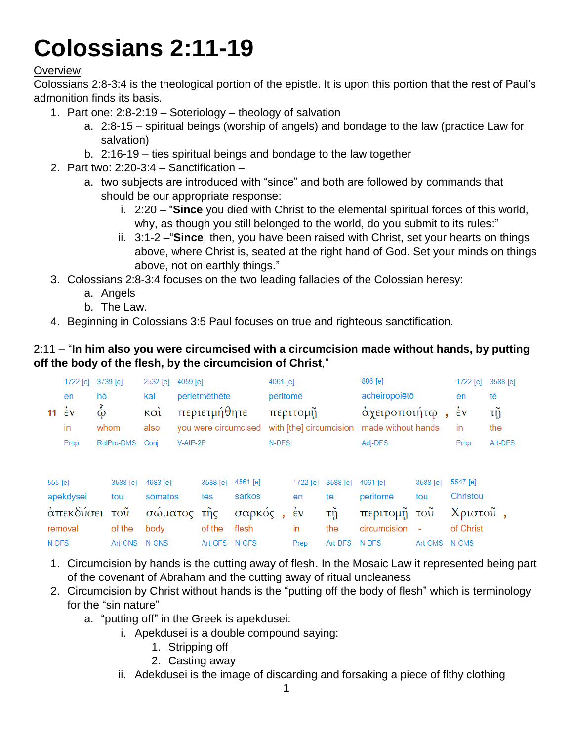# Colossians 2:11-19

Overview:

Colossians 2:8-3:4 is the theological portion of the epistle. It is upon this portion that the rest of Paul's admonition finds its basis.

1. Part one: 2:8-2:19 – Soteriology – theology of salvation
   a. 2:8-15 – spiritual beings (worship of angels) and bondage to the law (practice Law for salvation)
   b. 2:16-19 – ties spiritual beings and bondage to the law together
2. Part two: 2:20-3:4 – Sanctification –
   a. two subjects are introduced with "since" and both are followed by commands that should be our appropriate response:
      i. 2:20 – "**Since** you died with Christ to the elemental spiritual forces of this world, why, as though you still belonged to the world, do you submit to its rules:"
      ii. 3:1-2 –"**Since**, then, you have been raised with Christ, set your hearts on things above, where Christ is, seated at the right hand of God. Set your minds on things above, not on earthly things."
3. Colossians 2:8-3:4 focuses on the two leading fallacies of the Colossian heresy:
   a. Angels
   b. The Law.
4. Beginning in Colossians 3:5 Paul focuses on true and righteous sanctification.

2:11 – "**In him also you were circumcised with a circumcision made without hands, by putting off the body of the flesh, by the circumcision of Christ**,"

| | | | | | | | | |
|---|---|---|---|---|---|---|---|---|
| | 1722 [e] | 3739 [e] | 2532 [e] | 4059 [e] | 4061 [e] | 886 [e] | 1722 [e] | 3588 [e] |
| | en | hō | kai | perietmēthēte | peritomē | acheiropoiētō | en | tē |
| 11 | ἐν | ᾧ | καὶ | περιετμήθητε | περιτομῇ | ἀχειροποιήτῳ , | ἐν | τῇ |
| | in | whom | also | you were circumcised | with [the] circumcision | made without hands | in | the |
| | Prep | RelPro-DMS | Conj | V-AIP-2P | N-DFS | Adj-DFS | Prep | Art-DFS |

| | | | | | | | | | | |
|---|---|---|---|---|---|---|---|---|---|---|
| 555 [e] | 3588 [e] | 4983 [e] | 3588 [e] | 4561 [e] | 1722 [e] | 3588 [e] | 4061 [e] | 3588 [e] | 5547 [e] |
| apekdysei | tou | sōmatos | tēs | sarkos | en | tē | peritomē | tou | Christou |
| ἀπεκδύσει | τοῦ | σώματος | τῆς | σαρκός , | ἐν | τῇ | περιτομῇ | τοῦ | Χριστοῦ , |
| removal | of the | body | of the | flesh | in | the | circumcision | - | of Christ |
| N-DFS | Art-GNS | N-GNS | Art-GFS | N-GFS | Prep | Art-DFS | N-DFS | Art-GMS | N-GMS |

1. Circumcision by hands is the cutting away of flesh. In the Mosaic Law it represented being part of the covenant of Abraham and the cutting away of ritual uncleaness
2. Circumcision by Christ without hands is the "putting off the body of flesh" which is terminology for the "sin nature"
   a. "putting off" in the Greek is apekdusei:
      i. Apekdusei is a double compound saying:
         1. Stripping off
         2. Casting away
      ii. Adekdusei is the image of discarding and forsaking a piece of flthy clothing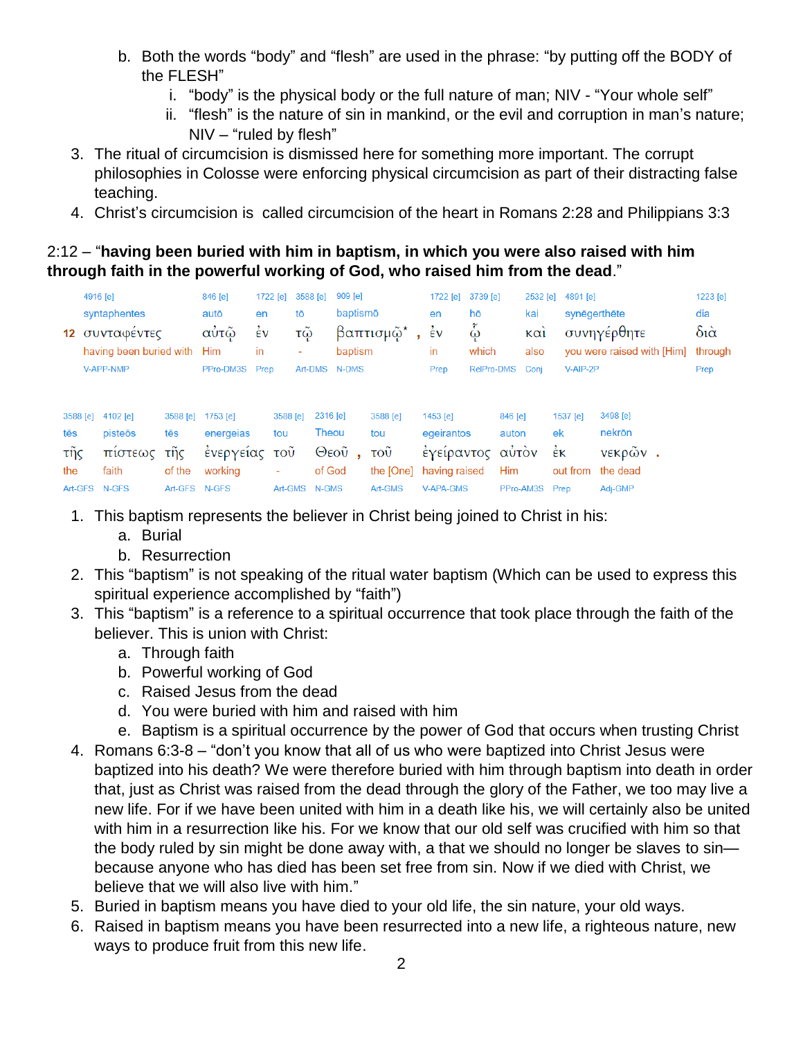b. Both the words "body" and "flesh" are used in the phrase: "by putting off the BODY of the FLESH"
   i. "body" is the physical body or the full nature of man; NIV - "Your whole self"
   ii. "flesh" is the nature of sin in mankind, or the evil and corruption in man's nature; NIV – "ruled by flesh"

3. The ritual of circumcision is dismissed here for something more important. The corrupt philosophies in Colosse were enforcing physical circumcision as part of their distracting false teaching.
4. Christ's circumcision is called circumcision of the heart in Romans 2:28 and Philippians 3:3

2:12 – "**having been buried with him in baptism, in which you were also raised with him through faith in the powerful working of God, who raised him from the dead**."

| | | | | | | | | | | |
|---|---|---|---|---|---|---|---|---|---|---|
| | 4916 [e] | 846 [e] | 1722 [e] | 3588 [e] | 909 [e] | 1722 [e] | 3739 [e] | 2532 [e] | 4891 [e] | 1223 [e] |
| | syntaphentes | autō | en | tō | baptismō | en | hō | kai | synēgerthēte | dia |
| 12 | συνταφέντες | αὐτῷ | ἐν | τῷ | βαπτισμῷ* , | ἐν | ᾧ | καὶ | συνηγέρθητε | διὰ |
| | having been buried with | Him | in | - | baptism | in | which | also | you were raised with [Him] | through |
| | V-APP-NMP | PPro-DM3S | Prep | Art-DMS | N-DMS | Prep | RelPro-DMS | Conj | V-AIP-2P | Prep |

| | | | | | | | | | | |
|---|---|---|---|---|---|---|---|---|---|---|
| 3588 [e] | 4102 [e] | 3588 [e] | 1753 [e] | 3588 [e] | 2316 [e] | 3588 [e] | 1453 [e] | 846 [e] | 1537 [e] | 3498 [e] |
| tēs | pisteōs | tēs | energeias | tou | Theou | tou | egeirantos | auton | ek | nekrōn |
| τῆς | πίστεως | τῆς | ἐνεργείας | τοῦ | Θεοῦ , | τοῦ | ἐγείραντος | αὐτὸν | ἐκ | νεκρῶν . |
| the | faith | of the | working | - | of God | the [One] | having raised | Him | out from | the dead |
| Art-GFS | N-GFS | Art-GFS | N-GFS | Art-GMS | N-GMS | Art-GMS | V-APA-GMS | PPro-AM3S | Prep | Adj-GMP |

1. This baptism represents the believer in Christ being joined to Christ in his:
   a. Burial
   b. Resurrection
2. This "baptism" is not speaking of the ritual water baptism (Which can be used to express this spiritual experience accomplished by "faith")
3. This "baptism" is a reference to a spiritual occurrence that took place through the faith of the believer. This is union with Christ:
   a. Through faith
   b. Powerful working of God
   c. Raised Jesus from the dead
   d. You were buried with him and raised with him
   e. Baptism is a spiritual occurrence by the power of God that occurs when trusting Christ
4. Romans 6:3-8 – "don't you know that all of us who were baptized into Christ Jesus were baptized into his death? We were therefore buried with him through baptism into death in order that, just as Christ was raised from the dead through the glory of the Father, we too may live a new life. For if we have been united with him in a death like his, we will certainly also be united with him in a resurrection like his. For we know that our old self was crucified with him so that the body ruled by sin might be done away with, a that we should no longer be slaves to sin—because anyone who has died has been set free from sin. Now if we died with Christ, we believe that we will also live with him."
5. Buried in baptism means you have died to your old life, the sin nature, your old ways.
6. Raised in baptism means you have been resurrected into a new life, a righteous nature, new ways to produce fruit from this new life.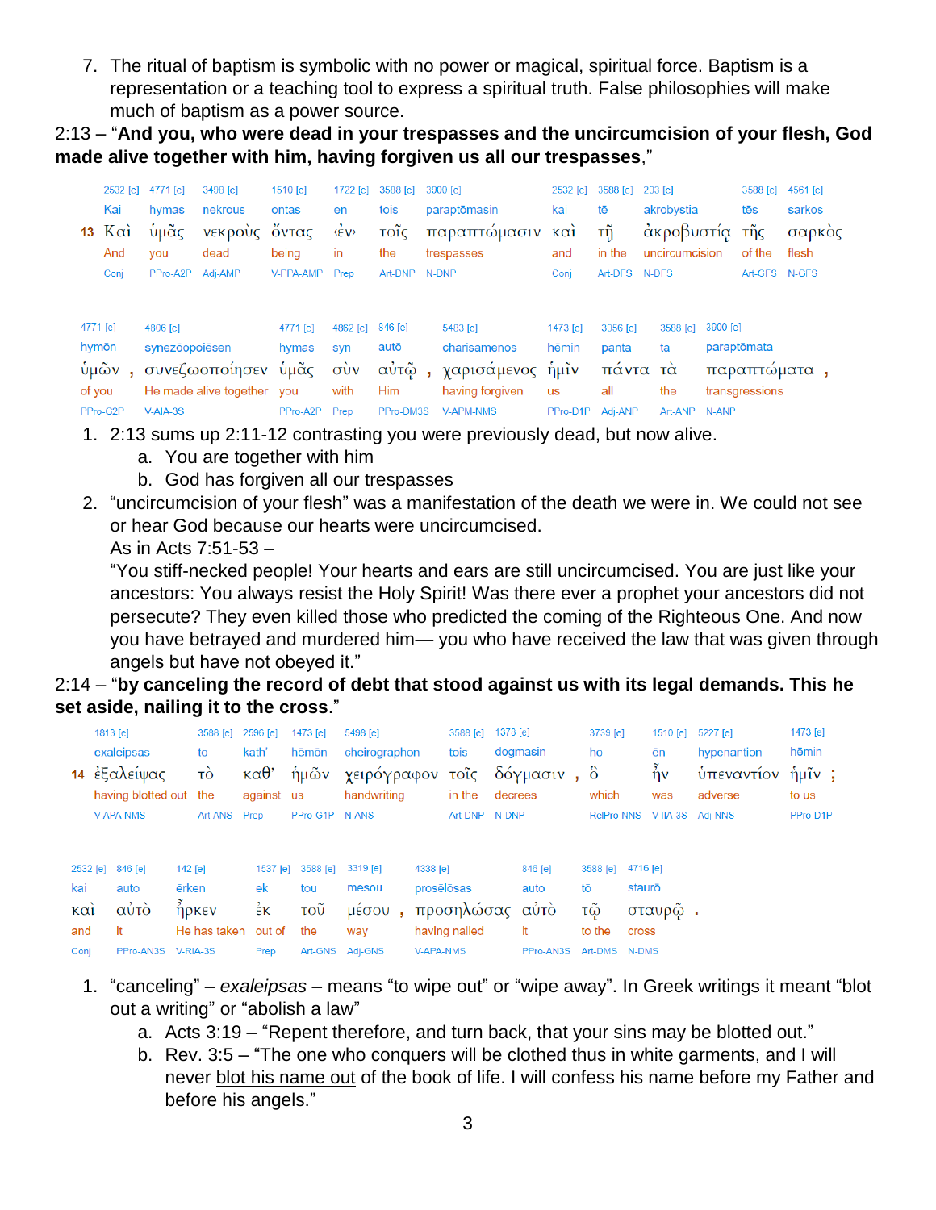7. The ritual of baptism is symbolic with no power or magical, spiritual force. Baptism is a representation or a teaching tool to express a spiritual truth. False philosophies will make much of baptism as a power source.

2:13 – "**And you, who were dead in your trespasses and the uncircumcision of your flesh, God made alive together with him, having forgiven us all our trespasses**,"

| | | | | | | | | | | | | |
|---|---|---|---|---|---|---|---|---|---|---|---|---|
| | 2532 [e] | 4771 [e] | 3498 [e] | 1510 [e] | 1722 [e] | 3588 [e] | 3900 [e] | 2532 [e] | 3588 [e] | 203 [e] | 3588 [e] | 4561 [e] |
| | Kai | hymas | nekrous | ontas | en | tois | paraptōmasin | kai | tē | akrobystia | tēs | sarkos |
| 13 | Καὶ | ὑμᾶς | νεκροὺς | ὄντας | ‹ἐν› | τοῖς | παραπτώμασιν | καὶ | τῇ | ἀκροβυστίᾳ | τῆς | σαρκὸς |
| | And | you | dead | being | in | the | trespasses | and | in the | uncircumcision | of the | flesh |
| | Conj | PPro-A2P | Adj-AMP | V-PPA-AMP | Prep | Art-DNP | N-DNP | Conj | Art-DFS | N-DFS | Art-GFS | N-GFS |

| | | | | | | | | | | |
|---|---|---|---|---|---|---|---|---|---|---|
| 4771 [e] | 4806 [e] | 4771 [e] | 4862 [e] | 846 [e] | 5483 [e] | 1473 [e] | 3956 [e] | 3588 [e] | 3900 [e] |
| hymōn | synezōopoiēsen | hymas | syn | autō | charisamenos | hēmin | panta | ta | paraptōmata |
| ὑμῶν , | συνεζωοποίησεν | ὑμᾶς | σὺν | αὐτῷ , | χαρισάμενος | ἡμῖν | πάντα | τὰ | παραπτώματα , |
| of you | He made alive together | you | with | Him | having forgiven | us | all | the | transgressions |
| PPro-G2P | V-AIA-3S | PPro-A2P | Prep | PPro-DM3S | V-APM-NMS | PPro-D1P | Adj-ANP | Art-ANP | N-ANP |

1. 2:13 sums up 2:11-12 contrasting you were previously dead, but now alive.
   a. You are together with him
   b. God has forgiven all our trespasses
2. "uncircumcision of your flesh" was a manifestation of the death we were in. We could not see or hear God because our hearts were uncircumcised.
   As in Acts 7:51-53 –
   "You stiff-necked people! Your hearts and ears are still uncircumcised. You are just like your ancestors: You always resist the Holy Spirit! Was there ever a prophet your ancestors did not persecute? They even killed those who predicted the coming of the Righteous One. And now you have betrayed and murdered him— you who have received the law that was given through angels but have not obeyed it."

2:14 – "**by canceling the record of debt that stood against us with its legal demands. This he set aside, nailing it to the cross**."

| | | | | | | | | | | | |
|---|---|---|---|---|---|---|---|---|---|---|---|
| | 1813 [e] | 3588 [e] | 2596 [e] | 1473 [e] | 5498 [e] | 3588 [e] | 1378 [e] | 3739 [e] | 1510 [e] | 5227 [e] | 1473 [e] |
| | exaleipsas | to | kath' | hēmōn | cheirographon | tois | dogmasin | ho | ēn | hypenantion | hēmin |
| 14 | ἐξαλείψας | τὸ | καθ' | ἡμῶν | χειρόγραφον | τοῖς | δόγμασιν , | ὃ | ἦν | ὑπεναντίον | ἡμῖν ; |
| | having blotted out | the | against | us | handwriting | in the | decrees | which | was | adverse | to us |
| | V-APA-NMS | Art-ANS | Prep | PPro-G1P | N-ANS | Art-DNP | N-DNP | RelPro-NNS | V-IIA-3S | Adj-NNS | PPro-D1P |

| | | | | | | | | | |
|---|---|---|---|---|---|---|---|---|---|
| 2532 [e] | 846 [e] | 142 [e] | 1537 [e] | 3588 [e] | 3319 [e] | 4338 [e] | 846 [e] | 3588 [e] | 4716 [e] |
| kai | auto | ērken | ek | tou | mesou | prosēlōsas | auto | tō | staurō |
| καὶ | αὐτὸ | ἦρκεν | ἐκ | τοῦ | μέσου , | προσηλώσας | αὐτὸ | τῷ | σταυρῷ . |
| and | it | He has taken | out of | the | way | having nailed | it | to the | cross |
| Conj | PPro-AN3S | V-RIA-3S | Prep | Art-GNS | Adj-GNS | V-APA-NMS | PPro-AN3S | Art-DMS | N-DMS |

1. "canceling" – *exaleipsas* – means "to wipe out" or "wipe away". In Greek writings it meant "blot out a writing" or "abolish a law"
   a. Acts 3:19 – "Repent therefore, and turn back, that your sins may be blotted out."
   b. Rev. 3:5 – "The one who conquers will be clothed thus in white garments, and I will never blot his name out of the book of life. I will confess his name before my Father and before his angels."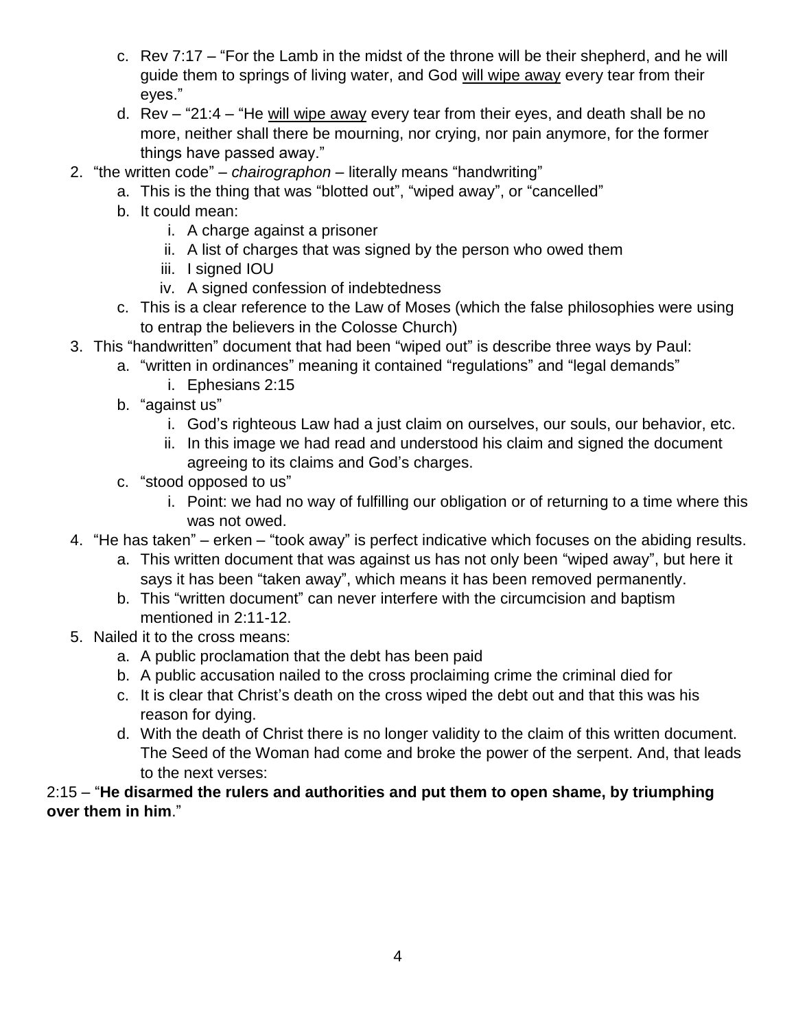c. Rev 7:17 – "For the Lamb in the midst of the throne will be their shepherd, and he will guide them to springs of living water, and God <u>will wipe away</u> every tear from their eyes."
   d. Rev – "21:4 – "He <u>will wipe away</u> every tear from their eyes, and death shall be no more, neither shall there be mourning, nor crying, nor pain anymore, for the former things have passed away."

2. "the written code" – *chairographon* – literally means "handwriting"
   a. This is the thing that was "blotted out", "wiped away", or "cancelled"
   b. It could mean:
      i. A charge against a prisoner
      ii. A list of charges that was signed by the person who owed them
      iii. I signed IOU
      iv. A signed confession of indebtedness
   c. This is a clear reference to the Law of Moses (which the false philosophies were using to entrap the believers in the Colosse Church)
3. This "handwritten" document that had been "wiped out" is describe three ways by Paul:
   a. "written in ordinances" meaning it contained "regulations" and "legal demands"
      i. Ephesians 2:15
   b. "against us"
      i. God's righteous Law had a just claim on ourselves, our souls, our behavior, etc.
      ii. In this image we had read and understood his claim and signed the document agreeing to its claims and God's charges.
   c. "stood opposed to us"
      i. Point: we had no way of fulfilling our obligation or of returning to a time where this was not owed.
4. "He has taken" – erken – "took away" is perfect indicative which focuses on the abiding results.
   a. This written document that was against us has not only been "wiped away", but here it says it has been "taken away", which means it has been removed permanently.
   b. This "written document" can never interfere with the circumcision and baptism mentioned in 2:11-12.
5. Nailed it to the cross means:
   a. A public proclamation that the debt has been paid
   b. A public accusation nailed to the cross proclaiming crime the criminal died for
   c. It is clear that Christ's death on the cross wiped the debt out and that this was his reason for dying.
   d. With the death of Christ there is no longer validity to the claim of this written document. The Seed of the Woman had come and broke the power of the serpent. And, that leads to the next verses:

2:15 – "**He disarmed the rulers and authorities and put them to open shame, by triumphing over them in him**."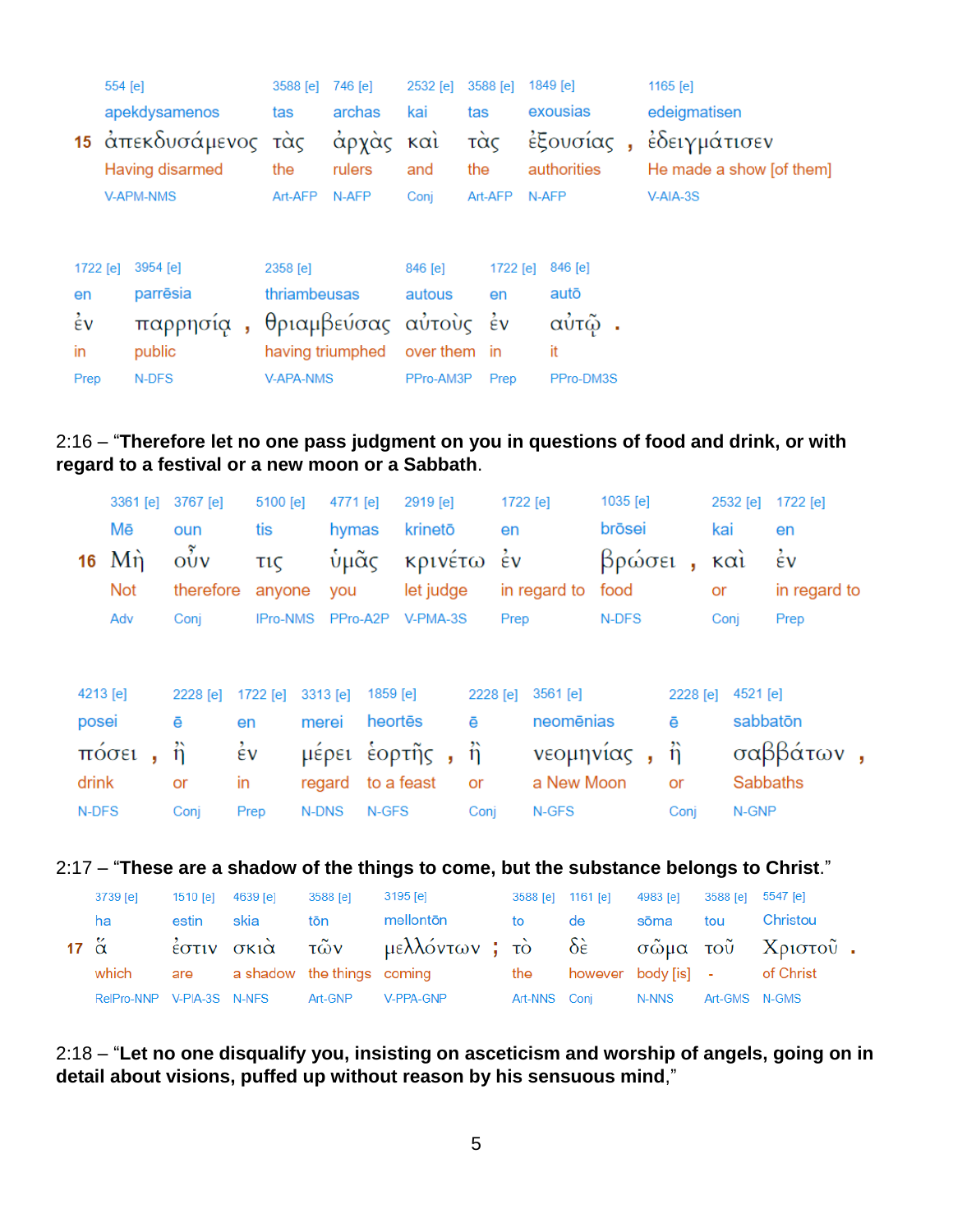| | 554 [e] | 3588 [e] | 746 [e] | 2532 [e] | 3588 [e] | 1849 [e] | | 1165 [e] |
|---|---|---|---|---|---|---|---|---|
| | apekdysamenos | tas | archas | kai | tas | exousias | | edeigmatisen |
| 15 | ἀπεκδυσάμενος | τὰς | ἀρχὰς | καὶ | τὰς | ἐξουσίας | , | ἐδειγμάτισεν |
| | Having disarmed | the | rulers | and | the | authorities | | He made a show [of them] |
| | V-APM-NMS | Art-AFP | N-AFP | Conj | Art-AFP | N-AFP | | V-AIA-3S |

| 1722 [e] | 3954 [e] | | 2358 [e] | 846 [e] | 1722 [e] | 846 [e] | |
|---|---|---|---|---|---|---|---|
| en | parrēsia | | thriambeusas | autous | en | autō | |
| ἐν | παρρησίᾳ | , | θριαμβεύσας | αὐτοὺς | ἐν | αὐτῷ | . |
| in | public | | having triumphed | over them | in | it | |
| Prep | N-DFS | | V-APA-NMS | PPro-AM3P | Prep | PPro-DM3S | |

2:16 – “**Therefore let no one pass judgment on you in questions of food and drink, or with regard to a festival or a new moon or a Sabbath**.

| | 3361 [e] | 3767 [e] | 5100 [e] | 4771 [e] | 2919 [e] | 1722 [e] | 1035 [e] | | 2532 [e] | 1722 [e] |
|---|---|---|---|---|---|---|---|---|---|---|
| | Mē | oun | tis | hymas | krinetō | en | brōsei | | kai | en |
| 16 | Μὴ | οὖν | τις | ὑμᾶς | κρινέτω | ἐν | βρώσει | , | καὶ | ἐν |
| | Not | therefore | anyone | you | let judge | in regard to | food | | or | in regard to |
| | Adv | Conj | IPro-NMS | PPro-A2P | V-PMA-3S | Prep | N-DFS | | Conj | Prep |

| 4213 [e] | | 2228 [e] | 1722 [e] | 3313 [e] | 1859 [e] | | 2228 [e] | 3561 [e] | | 2228 [e] | 4521 [e] | |
|---|---|---|---|---|---|---|---|---|---|---|---|---|
| posei | | ē | en | merei | heortēs | | ē | neomēnias | | ē | sabbatōn | |
| πόσει | , | ἢ | ἐν | μέρει | ἑορτῆς | , | ἢ | νεομηνίας | , | ἢ | σαββάτων | , |
| drink | | or | in | regard | to a feast | | or | a New Moon | | or | Sabbaths | |
| N-DFS | | Conj | Prep | N-DNS | N-GFS | | Conj | N-GFS | | Conj | N-GNP | |

2:17 – “**These are a shadow of the things to come, but the substance belongs to Christ**.”

| | 3739 [e] | 1510 [e] | 4639 [e] | 3588 [e] | 3195 [e] | | 3588 [e] | 1161 [e] | 4983 [e] | 3588 [e] | 5547 [e] | |
|---|---|---|---|---|---|---|---|---|---|---|---|---|
| | ha | estin | skia | tōn | mellontōn | | to | de | sōma | tou | Christou | |
| 17 | ἅ | ἐστιν | σκιὰ | τῶν | μελλόντων | ; | τὸ | δὲ | σῶμα | τοῦ | Χριστοῦ | . |
| | which | are | a shadow | the things | coming | | the | however | body [is] | - | of Christ | |
| | RelPro-NNP | V-PIA-3S | N-NFS | Art-GNP | V-PPA-GNP | | Art-NNS | Conj | N-NNS | Art-GMS | N-GMS | |

2:18 – “**Let no one disqualify you, insisting on asceticism and worship of angels, going on in detail about visions, puffed up without reason by his sensuous mind**,”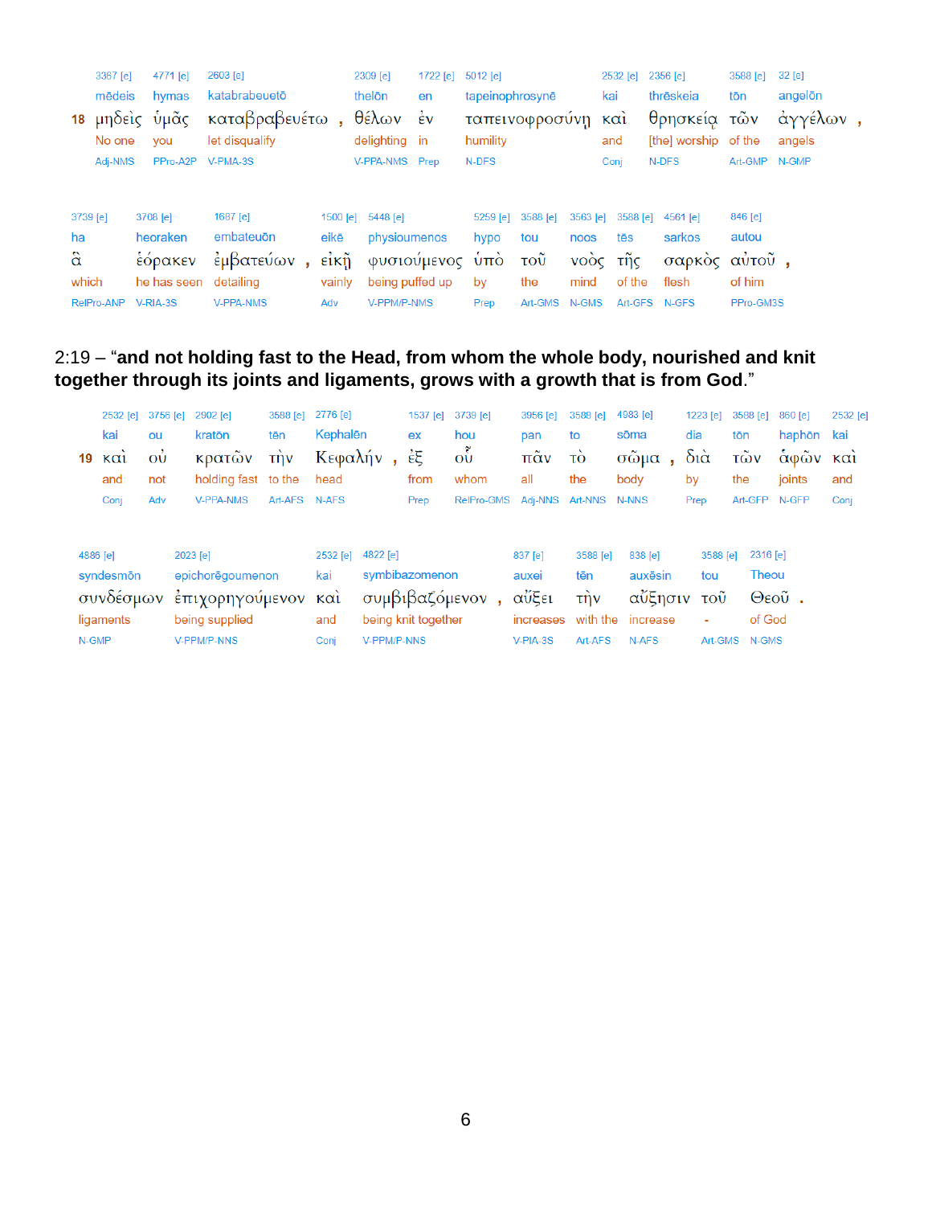| | | | | | | | | | | | | |
|---|---|---|---|---|---|---|---|---|---|---|---|---|
| | 3367 [e] | 4771 [e] | 2603 [e] | | 2309 [e] | 1722 [e] | 5012 [e] | 2532 [e] | 2356 [e] | 3588 [e] | 32 [e] | |
| | mēdeis | hymas | katabrabeuetō | | thelōn | en | tapeinophrosynē | kai | thrēskeia | tōn | angelōn | |
| 18 | μηδεὶς | ὑμᾶς | καταβραβευέτω | , | θέλων | ἐν | ταπεινοφροσύνῃ | καὶ | θρησκείᾳ | τῶν | ἀγγέλων | , |
| | No one | you | let disqualify | | delighting | in | humility | and | [the] worship | of the | angels | |
| | Adj-NMS | PPro-A2P | V-PMA-3S | | V-PPA-NMS | Prep | N-DFS | Conj | N-DFS | Art-GMP | N-GMP | |

| | | | | | | | | | | | | |
|---|---|---|---|---|---|---|---|---|---|---|---|---|
| 3739 [e] | 3708 [e] | 1687 [e] | | 1500 [e] | 5448 [e] | 5259 [e] | 3588 [e] | 3563 [e] | 3588 [e] | 4561 [e] | 846 [e] | |
| ha | heoraken | embateuōn | | eikē | physioumenos | hypo | tou | noos | tēs | sarkos | autou | |
| ἃ | ἑόρακεν | ἐμβατεύων | , | εἰκῇ | φυσιούμενος | ὑπὸ | τοῦ | νοὸς | τῆς | σαρκὸς | αὐτοῦ | , |
| which | he has seen | detailing | | vainly | being puffed up | by | the | mind | of the | flesh | of him | |
| RelPro-ANP | V-RIA-3S | V-PPA-NMS | | Adv | V-PPM/P-NMS | Prep | Art-GMS | N-GMS | Art-GFS | N-GFS | PPro-GM3S | |

2:19 – “**and not holding fast to the Head, from whom the whole body, nourished and knit together through its joints and ligaments, grows with a growth that is from God**.”

| | | | | | | | | | | | | | | | |
|---|---|---|---|---|---|---|---|---|---|---|---|---|---|---|---|
| | 2532 [e] | 3756 [e] | 2902 [e] | 3588 [e] | 2776 [e] | | 1537 [e] | 3739 [e] | 3956 [e] | 3588 [e] | 4983 [e] | | 1223 [e] | 3588 [e] | 860 [e] | 2532 [e] |
| | kai | ou | kratōn | tēn | Kephalēn | | ex | hou | pan | to | sōma | | dia | tōn | haphōn | kai |
| 19 | καὶ | οὐ | κρατῶν | τὴν | Κεφαλήν | , | ἐξ | οὗ | πᾶν | τὸ | σῶμα | , | διὰ | τῶν | ἁφῶν | καὶ |
| | and | not | holding fast | to the | head | | from | whom | all | the | body | | by | the | joints | and |
| | Conj | Adv | V-PPA-NMS | Art-AFS | N-AFS | | Prep | RelPro-GMS | Adj-NNS | Art-NNS | N-NNS | | Prep | Art-GFP | N-GFP | Conj |

| | | | | | | | | | | | |
|---|---|---|---|---|---|---|---|---|---|---|---|
| 4886 [e] | 2023 [e] | 2532 [e] | 4822 [e] | | 837 [e] | 3588 [e] | 838 [e] | 3588 [e] | 2316 [e] | |
| syndesmōn | epichorēgoumenon | kai | symbibazomenon | | auxei | tēn | auxēsin | tou | Theou | |
| συνδέσμων | ἐπιχορηγούμενον | καὶ | συμβιβαζόμενον | , | αὔξει | τὴν | αὔξησιν | τοῦ | Θεοῦ | . |
| ligaments | being supplied | and | being knit together | | increases | with the | increase | - | of God | |
| N-GMP | V-PPM/P-NNS | Conj | V-PPM/P-NNS | | V-PIA-3S | Art-AFS | N-AFS | Art-GMS | N-GMS | |